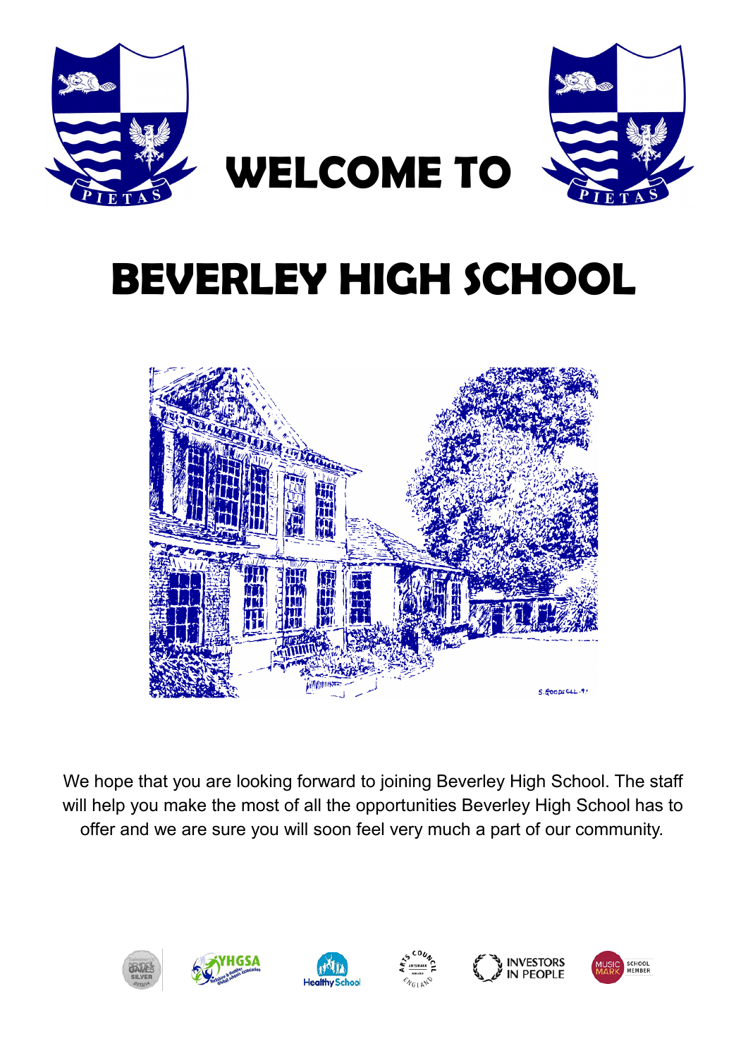# WELCOME TO

# BEVERLEY HIGH SCHOOL

We hope that you are looking forward to joining Beverley High School. The staff will help you make the most of all the opportunities Beverley High School has to offer and we are sure you will soon feel very much a part of our community.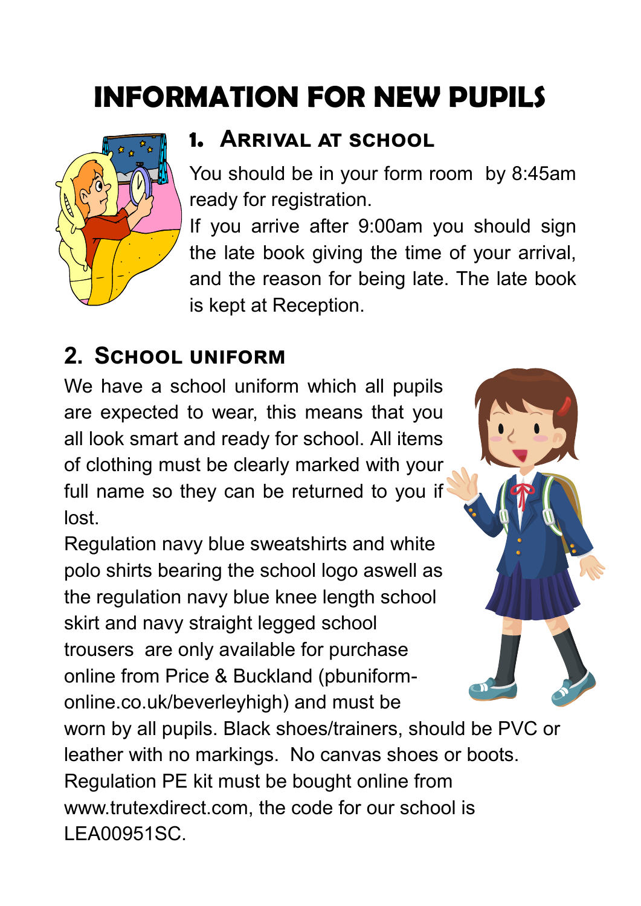# INFORMATION FOR NEW PUPILS

## 1. Arrival at school

You should be in your form room by 8:45am ready for registration.

If you arrive after 9:00am you should sign the late book giving the time of your arrival, and the reason for being late. The late book is kept at Reception.

## 2. School uniform

We have a school uniform which all pupils are expected to wear, this means that you all look smart and ready for school. All items of clothing must be clearly marked with your full name so they can be returned to you if lost.

Regulation navy blue sweatshirts and white polo shirts bearing the school logo aswell as the regulation navy blue knee length school skirt and navy straight legged school trousers are only available for purchase online from Price & Buckland (pbuniform-online.co.uk/beverleyhigh) and must be worn by all pupils. Black shoes/trainers, should be PVC or leather with no markings. No canvas shoes or boots.

Regulation PE kit must be bought online from www.trutexdirect.com, the code for our school is LEA00951SC.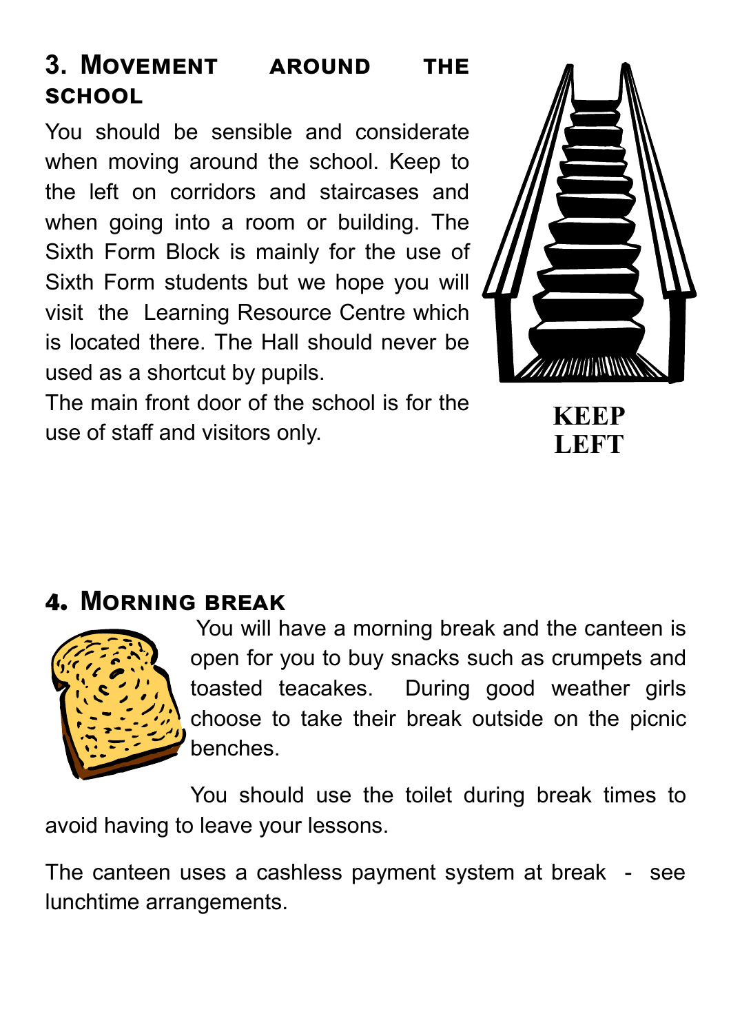## 3. Movement around the school

You should be sensible and considerate when moving around the school. Keep to the left on corridors and staircases and when going into a room or building. The Sixth Form Block is mainly for the use of Sixth Form students but we hope you will visit the Learning Resource Centre which is located there. The Hall should never be used as a shortcut by pupils.

The main front door of the school is for the use of staff and visitors only.

**KEEP LEFT**

## 4. Morning break

You will have a morning break and the canteen is open for you to buy snacks such as crumpets and toasted teacakes. During good weather girls choose to take their break outside on the picnic benches.

You should use the toilet during break times to avoid having to leave your lessons.

The canteen uses a cashless payment system at break - see lunchtime arrangements.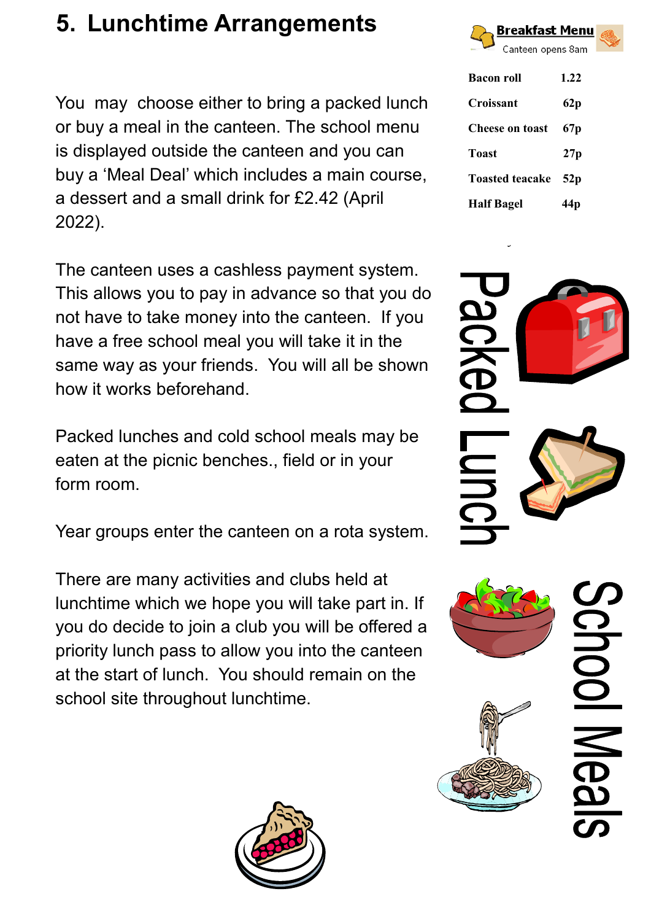## 5. Lunchtime Arrangements

You may choose either to bring a packed lunch or buy a meal in the canteen. The school menu is displayed outside the canteen and you can buy a 'Meal Deal' which includes a main course, a dessert and a small drink for £2.42 (April 2022).

The canteen uses a cashless payment system. This allows you to pay in advance so that you do not have to take money into the canteen. If you have a free school meal you will take it in the same way as your friends. You will all be shown how it works beforehand.

Packed lunches and cold school meals may be eaten at the picnic benches., field or in your form room.

Year groups enter the canteen on a rota system.

There are many activities and clubs held at lunchtime which we hope you will take part in. If you do decide to join a club you will be offered a priority lunch pass to allow you into the canteen at the start of lunch. You should remain on the school site throughout lunchtime.

**Breakfast Menu**

Canteen opens 8am

| Item | Price |
|---|---|
| Bacon roll | 1.22 |
| Croissant | 62p |
| Cheese on toast | 67p |
| Toast | 27p |
| Toasted teacake | 52p |
| Half Bagel | 44p |

Packed Lunch

School Meals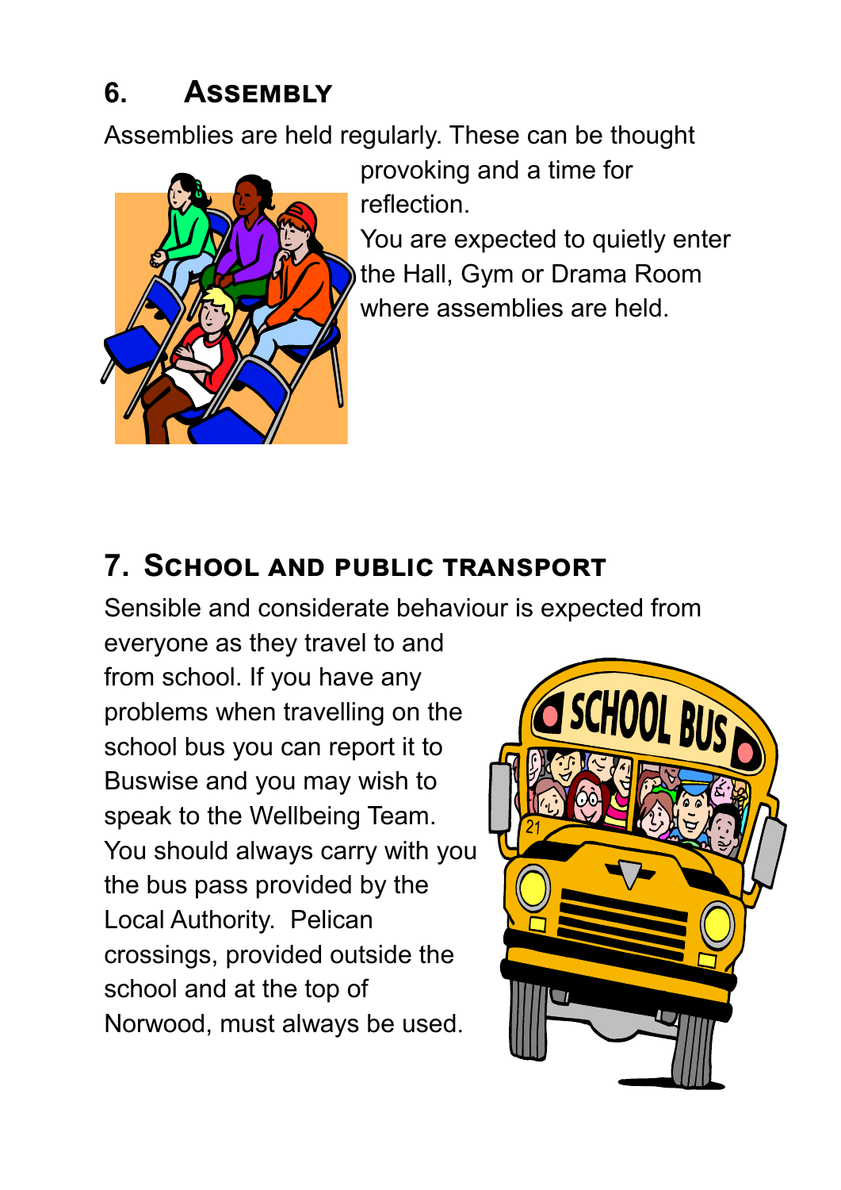## 6. Assembly

Assemblies are held regularly. These can be thought provoking and a time for reflection.

You are expected to quietly enter the Hall, Gym or Drama Room where assemblies are held.

## 7. School and public transport

Sensible and considerate behaviour is expected from everyone as they travel to and from school. If you have any problems when travelling on the school bus you can report it to Buswise and you may wish to speak to the Wellbeing Team. You should always carry with you the bus pass provided by the Local Authority. Pelican crossings, provided outside the school and at the top of Norwood, must always be used.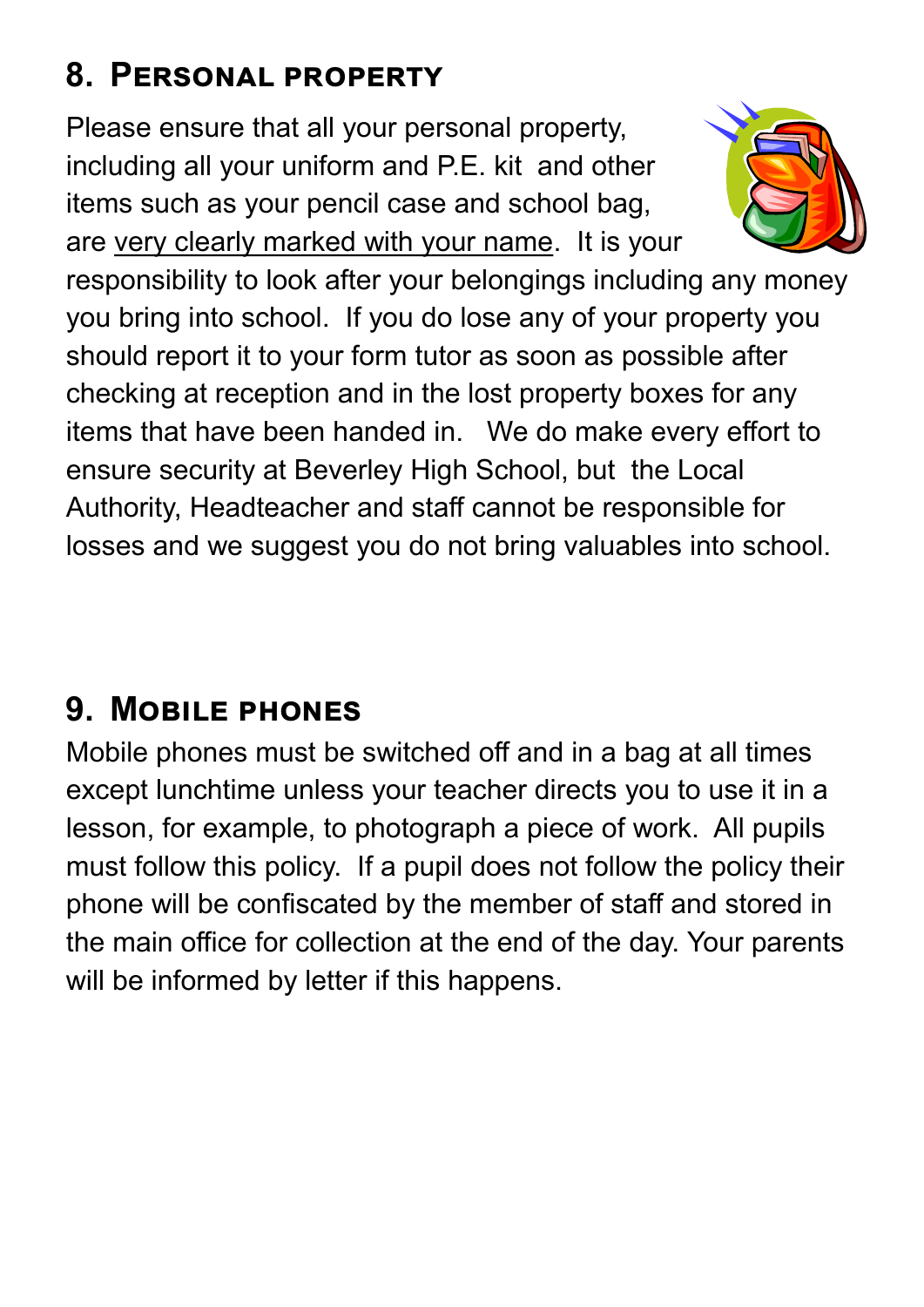## 8. Personal property

Please ensure that all your personal property, including all your uniform and P.E. kit and other items such as your pencil case and school bag, are <u>very clearly marked with your name</u>. It is your responsibility to look after your belongings including any money you bring into school. If you do lose any of your property you should report it to your form tutor as soon as possible after checking at reception and in the lost property boxes for any items that have been handed in. We do make every effort to ensure security at Beverley High School, but the Local Authority, Headteacher and staff cannot be responsible for losses and we suggest you do not bring valuables into school.

## 9. Mobile phones

Mobile phones must be switched off and in a bag at all times except lunchtime unless your teacher directs you to use it in a lesson, for example, to photograph a piece of work. All pupils must follow this policy. If a pupil does not follow the policy their phone will be confiscated by the member of staff and stored in the main office for collection at the end of the day. Your parents will be informed by letter if this happens.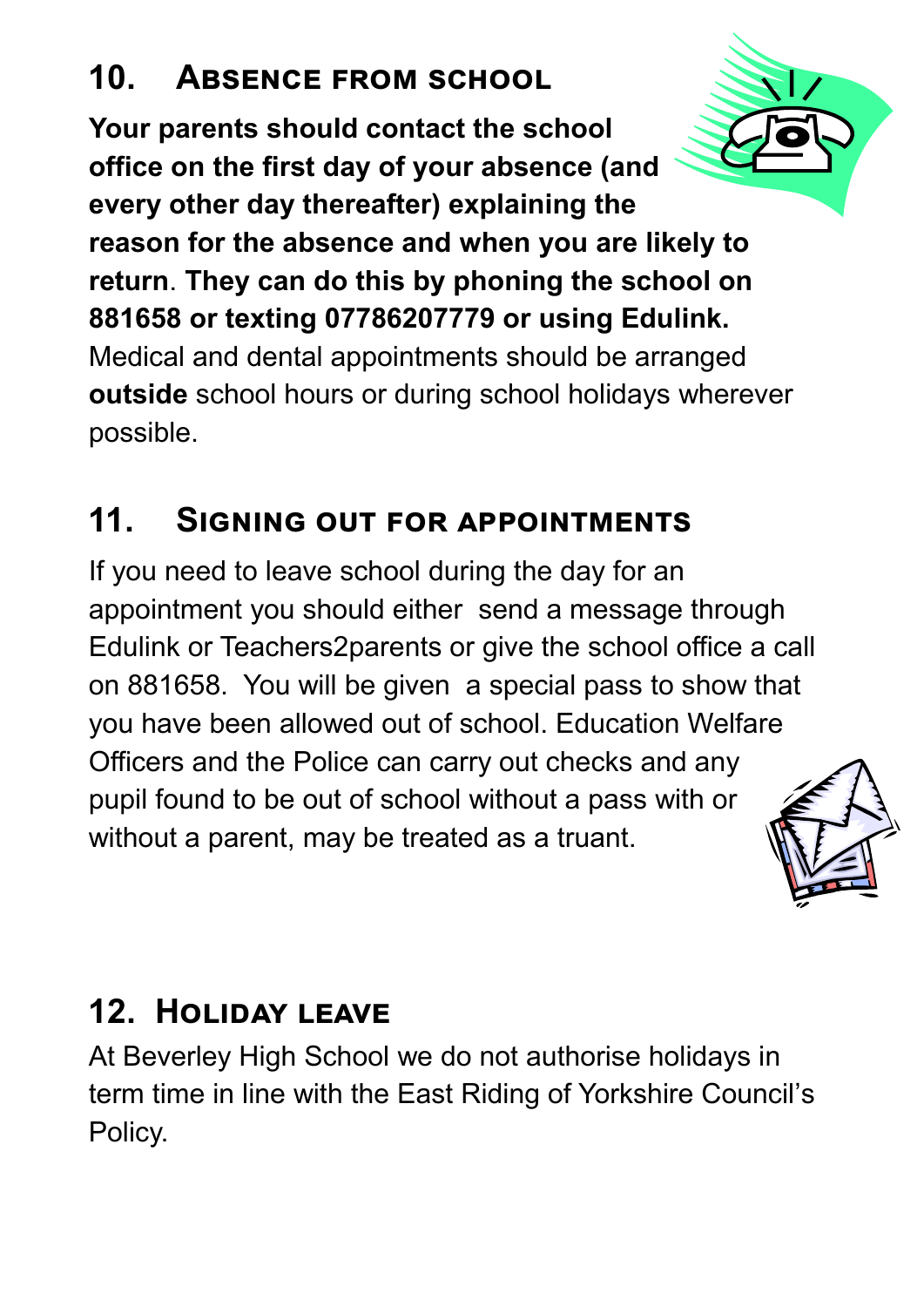## 10. Absence from school

**Your parents should contact the school office on the first day of your absence (and every other day thereafter) explaining the reason for the absence and when you are likely to return. They can do this by phoning the school on 881658 or texting 07786207779 or using Edulink.** Medical and dental appointments should be arranged **outside** school hours or during school holidays wherever possible.

## 11. Signing out for appointments

If you need to leave school during the day for an appointment you should either send a message through Edulink or Teachers2parents or give the school office a call on 881658. You will be given a special pass to show that you have been allowed out of school. Education Welfare Officers and the Police can carry out checks and any pupil found to be out of school without a pass with or without a parent, may be treated as a truant.

## 12. Holiday leave

At Beverley High School we do not authorise holidays in term time in line with the East Riding of Yorkshire Council's Policy.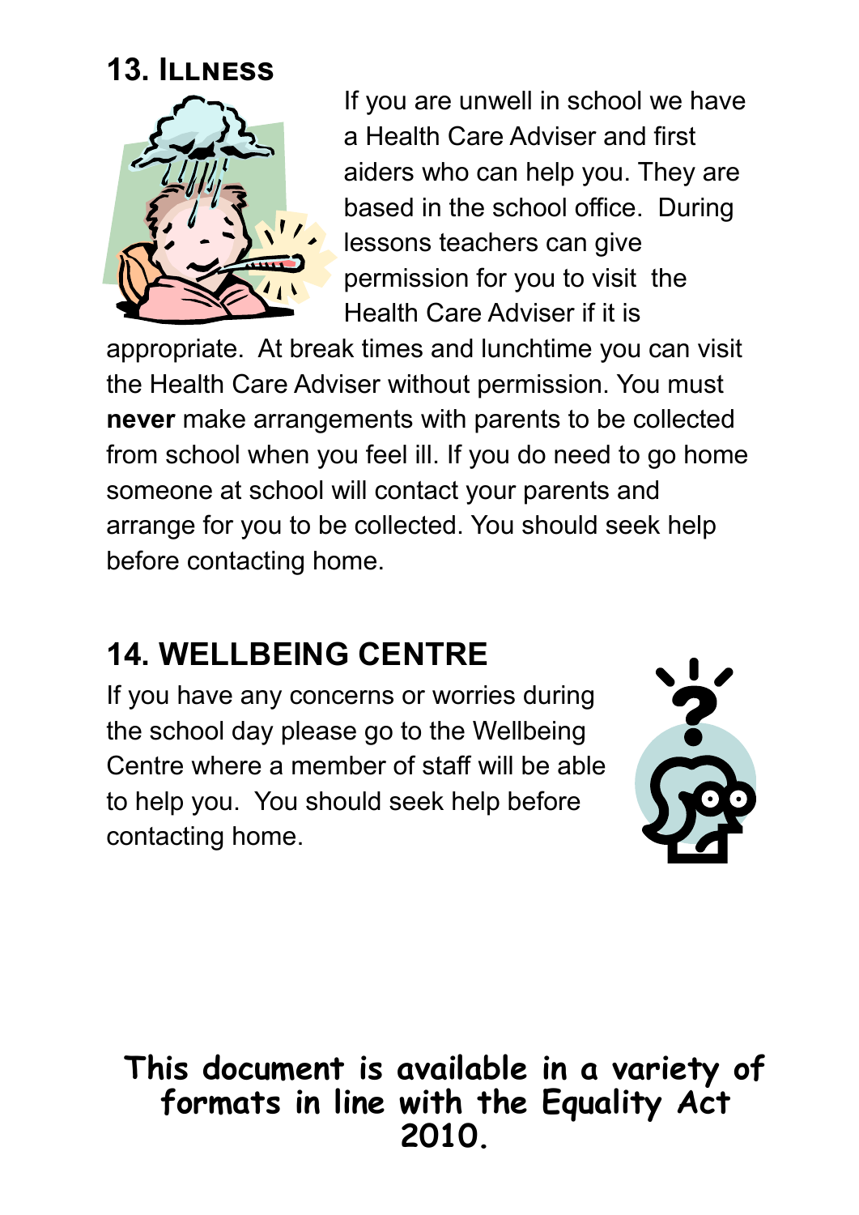## 13. Illness

If you are unwell in school we have a Health Care Adviser and first aiders who can help you. They are based in the school office. During lessons teachers can give permission for you to visit the Health Care Adviser if it is appropriate. At break times and lunchtime you can visit the Health Care Adviser without permission. You must **never** make arrangements with parents to be collected from school when you feel ill. If you do need to go home someone at school will contact your parents and arrange for you to be collected. You should seek help before contacting home.

## 14. WELLBEING CENTRE

If you have any concerns or worries during the school day please go to the Wellbeing Centre where a member of staff will be able to help you. You should seek help before contacting home.

**This document is available in a variety of formats in line with the Equality Act 2010.**